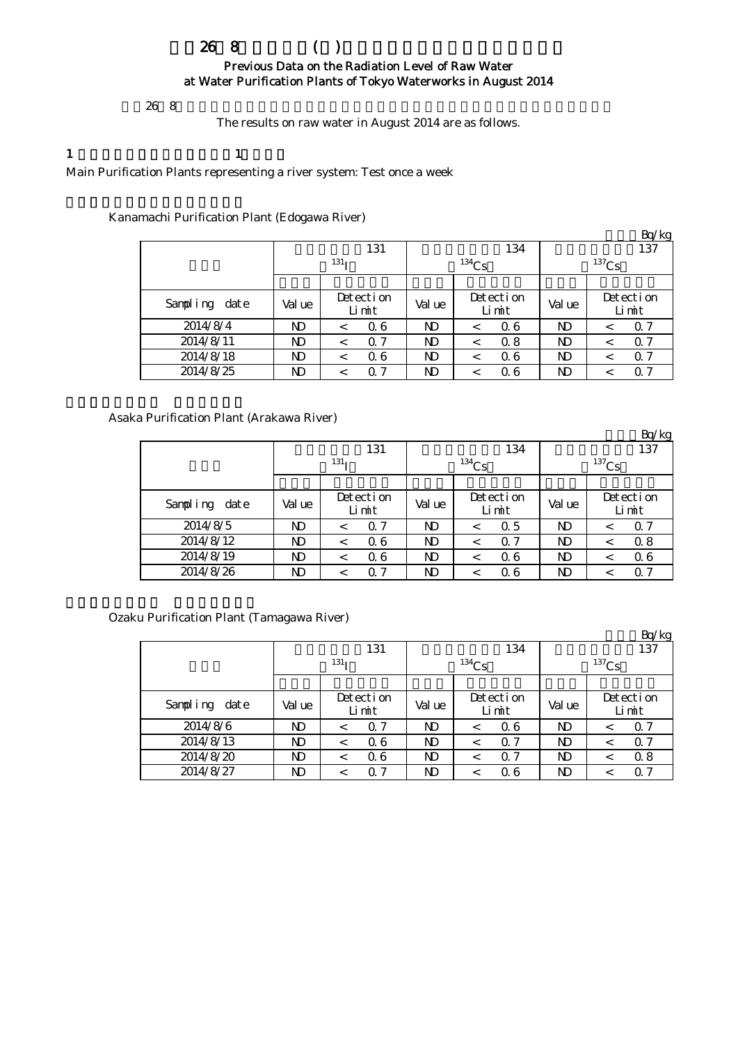# 26 8 ( )

## Previous Data on the Radiation Level of Raw Water at Water Purification Plants of Tokyo Waterworks in August 2014

26 8

The results on raw water in August 2014 are as follows.

1 1

Main Purification Plants representing a river system: Test once a week

Kanamachi Purification Plant (Edogawa River)

Bq/kg

| | 131 $^{131}$I | | 134 $^{134}$Cs | | 137 $^{137}$Cs | |
|---|---|---|---|---|---|---|
| Sampling date | Value | Detection Limit | Value | Detection Limit | Value | Detection Limit |
| 2014/8/4 | ND | < 0.6 | ND | < 0.6 | ND | < 0.7 |
| 2014/8/11 | ND | < 0.7 | ND | < 0.8 | ND | < 0.7 |
| 2014/8/18 | ND | < 0.6 | ND | < 0.6 | ND | < 0.7 |
| 2014/8/25 | ND | < 0.7 | ND | < 0.6 | ND | < 0.7 |

Asaka Purification Plant (Arakawa River)

Bq/kg

| | 131 $^{131}$I | | 134 $^{134}$Cs | | 137 $^{137}$Cs | |
|---|---|---|---|---|---|---|
| Sampling date | Value | Detection Limit | Value | Detection Limit | Value | Detection Limit |
| 2014/8/5 | ND | < 0.7 | ND | < 0.5 | ND | < 0.7 |
| 2014/8/12 | ND | < 0.6 | ND | < 0.7 | ND | < 0.8 |
| 2014/8/19 | ND | < 0.6 | ND | < 0.6 | ND | < 0.6 |
| 2014/8/26 | ND | < 0.7 | ND | < 0.6 | ND | < 0.7 |

Ozaku Purification Plant (Tamagawa River)

Bq/kg

| | 131 $^{131}$I | | 134 $^{134}$Cs | | 137 $^{137}$Cs | |
|---|---|---|---|---|---|---|
| Sampling date | Value | Detection Limit | Value | Detection Limit | Value | Detection Limit |
| 2014/8/6 | ND | < 0.7 | ND | < 0.6 | ND | < 0.7 |
| 2014/8/13 | ND | < 0.6 | ND | < 0.7 | ND | < 0.7 |
| 2014/8/20 | ND | < 0.6 | ND | < 0.7 | ND | < 0.8 |
| 2014/8/27 | ND | < 0.7 | ND | < 0.6 | ND | < 0.7 |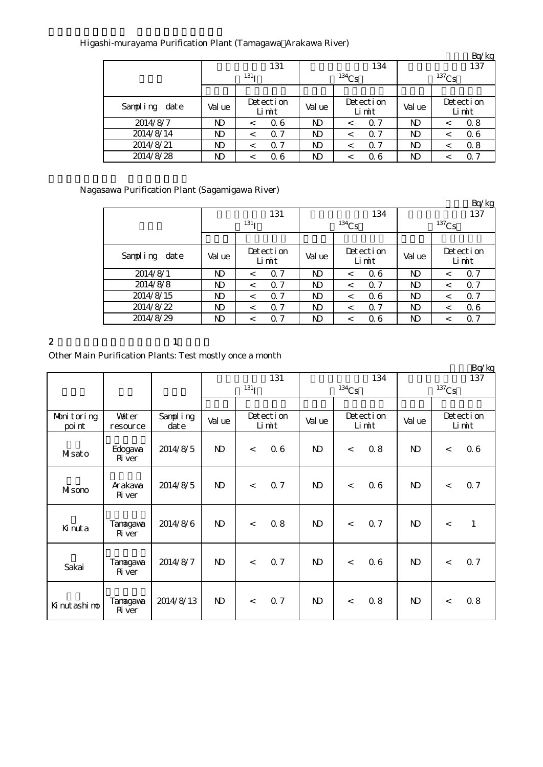Higashi-murayama Purification Plant (Tamagawa Arakawa River)

Bq/kg

| | 131 ($^{131}$I) | | 134 ($^{134}$Cs) | | 137 ($^{137}$Cs) | |
|---|---|---|---|---|---|---|
| Sampling date | Value | Detection Limit | Value | Detection Limit | Value | Detection Limit |
| 2014/8/7 | ND | < 0.6 | ND | < 0.7 | ND | < 0.8 |
| 2014/8/14 | ND | < 0.7 | ND | < 0.7 | ND | < 0.6 |
| 2014/8/21 | ND | < 0.7 | ND | < 0.7 | ND | < 0.8 |
| 2014/8/28 | ND | < 0.6 | ND | < 0.6 | ND | < 0.7 |

Nagasawa Purification Plant (Sagamigawa River)

Bq/kg

| | 131 ($^{131}$I) | | 134 ($^{134}$Cs) | | 137 ($^{137}$Cs) | |
|---|---|---|---|---|---|---|
| Sampling date | Value | Detection Limit | Value | Detection Limit | Value | Detection Limit |
| 2014/8/1 | ND | < 0.7 | ND | < 0.6 | ND | < 0.7 |
| 2014/8/8 | ND | < 0.7 | ND | < 0.7 | ND | < 0.7 |
| 2014/8/15 | ND | < 0.7 | ND | < 0.6 | ND | < 0.7 |
| 2014/8/22 | ND | < 0.7 | ND | < 0.7 | ND | < 0.6 |
| 2014/8/29 | ND | < 0.7 | ND | < 0.6 | ND | < 0.7 |

2 1

Other Main Purification Plants: Test mostly once a month

Bq/kg

| | | | 131 ($^{131}$I) | | 134 ($^{134}$Cs) | | 137 ($^{137}$Cs) | |
|---|---|---|---|---|---|---|---|---|
| Monitoring point | Water resource | Sampling date | Value | Detection Limit | Value | Detection Limit | Value | Detection Limit |
| Misato | Edogawa River | 2014/8/5 | ND | < 0.6 | ND | < 0.8 | ND | < 0.6 |
| Misono | Arakawa River | 2014/8/5 | ND | < 0.7 | ND | < 0.6 | ND | < 0.7 |
| Kinuta | Tamagawa River | 2014/8/6 | ND | < 0.8 | ND | < 0.7 | ND | < 1 |
| Sakai | Tamagawa River | 2014/8/7 | ND | < 0.7 | ND | < 0.6 | ND | < 0.7 |
| Kinutashimo | Tamagawa River | 2014/8/13 | ND | < 0.7 | ND | < 0.8 | ND | < 0.8 |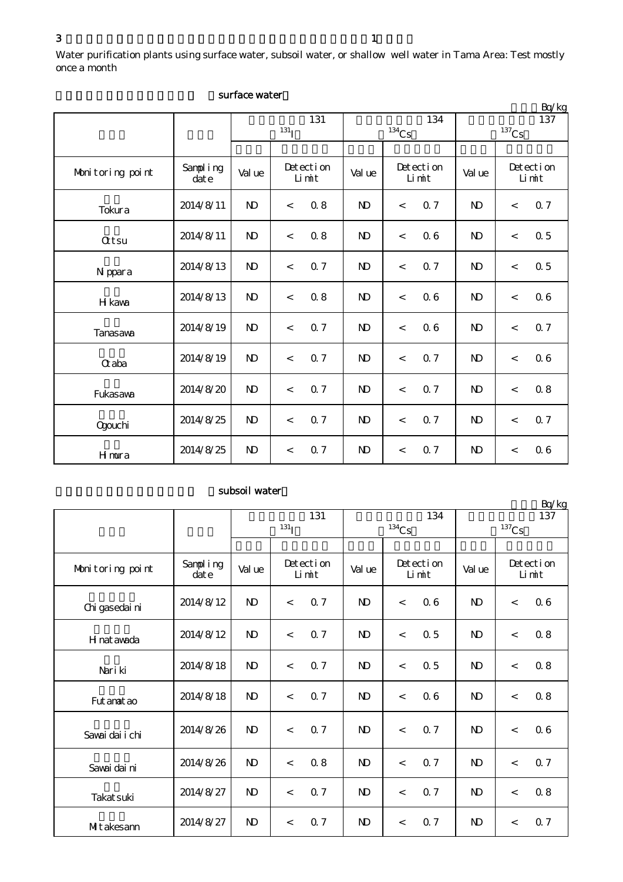3 1

Water purification plants using surface water, subsoil water, or shallow well water in Tama Area: Test mostly once a month

surface water

Bq/kg

| | | 131 $^{131}$I | | | 134 $^{134}$Cs | | | 137 $^{137}$Cs | | |
|---|---|---|---|---|---|---|---|---|---|---|
| Monitoring point | Sampling date | Value | Detection Limit | | Value | Detection Limit | | Value | Detection Limit | |
| Tokura | 2014/8/11 | ND | < | 0.8 | ND | < | 0.7 | ND | < | 0.7 |
| Ottsu | 2014/8/11 | ND | < | 0.8 | ND | < | 0.6 | ND | < | 0.5 |
| Nippara | 2014/8/13 | ND | < | 0.7 | ND | < | 0.7 | ND | < | 0.5 |
| Hikawa | 2014/8/13 | ND | < | 0.8 | ND | < | 0.6 | ND | < | 0.6 |
| Tanasawa | 2014/8/19 | ND | < | 0.7 | ND | < | 0.6 | ND | < | 0.7 |
| Otaba | 2014/8/19 | ND | < | 0.7 | ND | < | 0.7 | ND | < | 0.6 |
| Fukasawa | 2014/8/20 | ND | < | 0.7 | ND | < | 0.7 | ND | < | 0.8 |
| Ogouchi | 2014/8/25 | ND | < | 0.7 | ND | < | 0.7 | ND | < | 0.7 |
| Himura | 2014/8/25 | ND | < | 0.7 | ND | < | 0.7 | ND | < | 0.6 |

subsoil water

Bq/kg

| | | 131 $^{131}$I | | | 134 $^{134}$Cs | | | 137 $^{137}$Cs | | |
|---|---|---|---|---|---|---|---|---|---|---|
| Monitoring point | Sampling date | Value | Detection Limit | | Value | Detection Limit | | Value | Detection Limit | |
| Chigasedaini | 2014/8/12 | ND | < | 0.7 | ND | < | 0.6 | ND | < | 0.6 |
| Hinatawada | 2014/8/12 | ND | < | 0.7 | ND | < | 0.5 | ND | < | 0.8 |
| Nariki | 2014/8/18 | ND | < | 0.7 | ND | < | 0.5 | ND | < | 0.8 |
| Futamatao | 2014/8/18 | ND | < | 0.7 | ND | < | 0.6 | ND | < | 0.8 |
| Sawaidaiichi | 2014/8/26 | ND | < | 0.7 | ND | < | 0.7 | ND | < | 0.6 |
| Sawaidaini | 2014/8/26 | ND | < | 0.8 | ND | < | 0.7 | ND | < | 0.7 |
| Takatsuki | 2014/8/27 | ND | < | 0.7 | ND | < | 0.7 | ND | < | 0.8 |
| Mitakesann | 2014/8/27 | ND | < | 0.7 | ND | < | 0.7 | ND | < | 0.7 |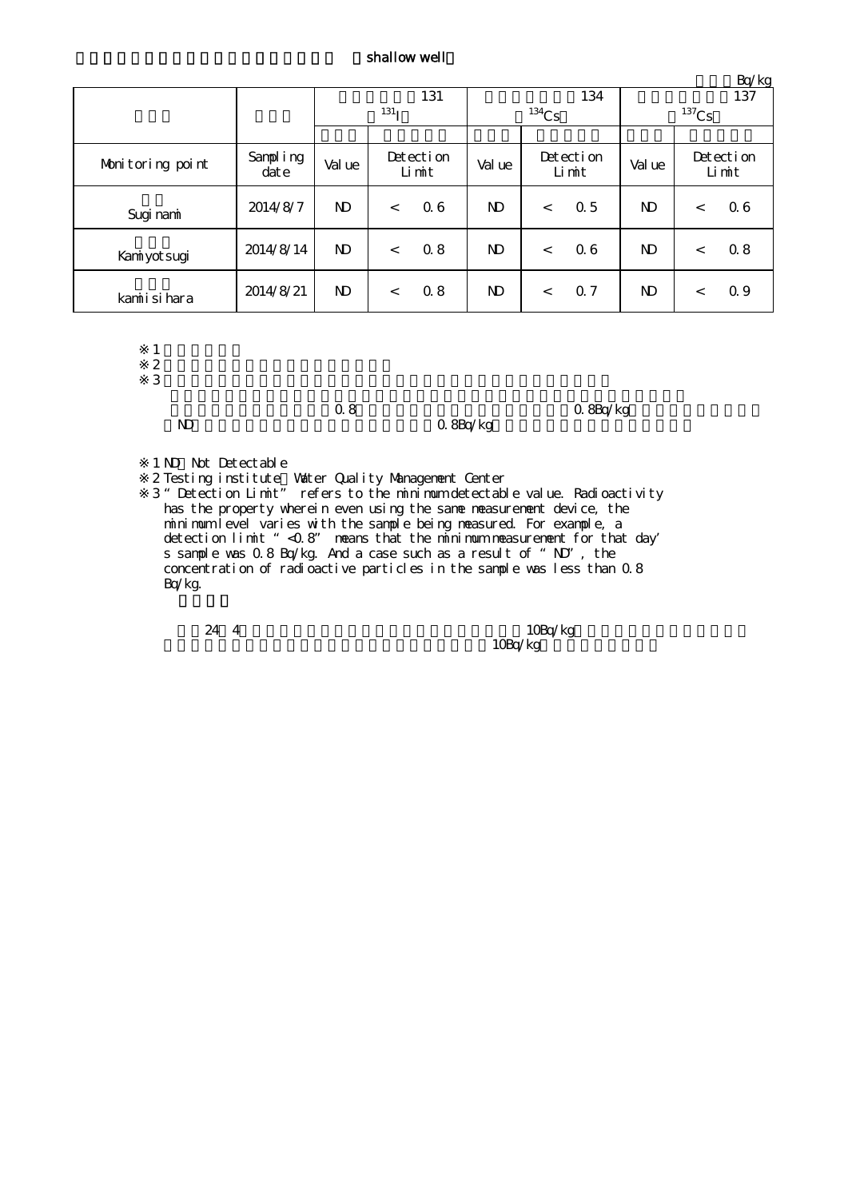shallow well

Bq/kg

| | | 131 $^{131}$I | | 134 $^{134}$Cs | | 137 $^{137}$Cs | |
|---|---|---|---|---|---|---|---|
| Monitoring point | Sampling date | Value | Detection Limit | Value | Detection Limit | Value | Detection Limit |
| Suginami | 2014/8/7 | ND | < 0.6 | ND | < 0.5 | ND | < 0.6 |
| Kamiyotsugi | 2014/8/14 | ND | < 0.8 | ND | < 0.6 | ND | < 0.8 |
| kamiisihara | 2014/8/21 | ND | < 0.8 | ND | < 0.7 | ND | < 0.9 |

※1

※2

※3

0.8 0.8Bq/kg

ND 0.8Bq/kg

※1 ND Not Detectable

※2 Testing institute Water Quality Management Center

※3 "Detection Limit" refers to the minimum detectable value. Radioactivity has the property wherein even using the same measurement device, the minimum level varies with the sample being measured. For example, a detection limit "<0.8" means that the minimum measurement for that day's sample was 0.8 Bq/kg. And a case such as a result of "ND", the concentration of radioactive particles in the sample was less than 0.8 Bq/kg.

24 4 10Bq/kg

10Bq/kg